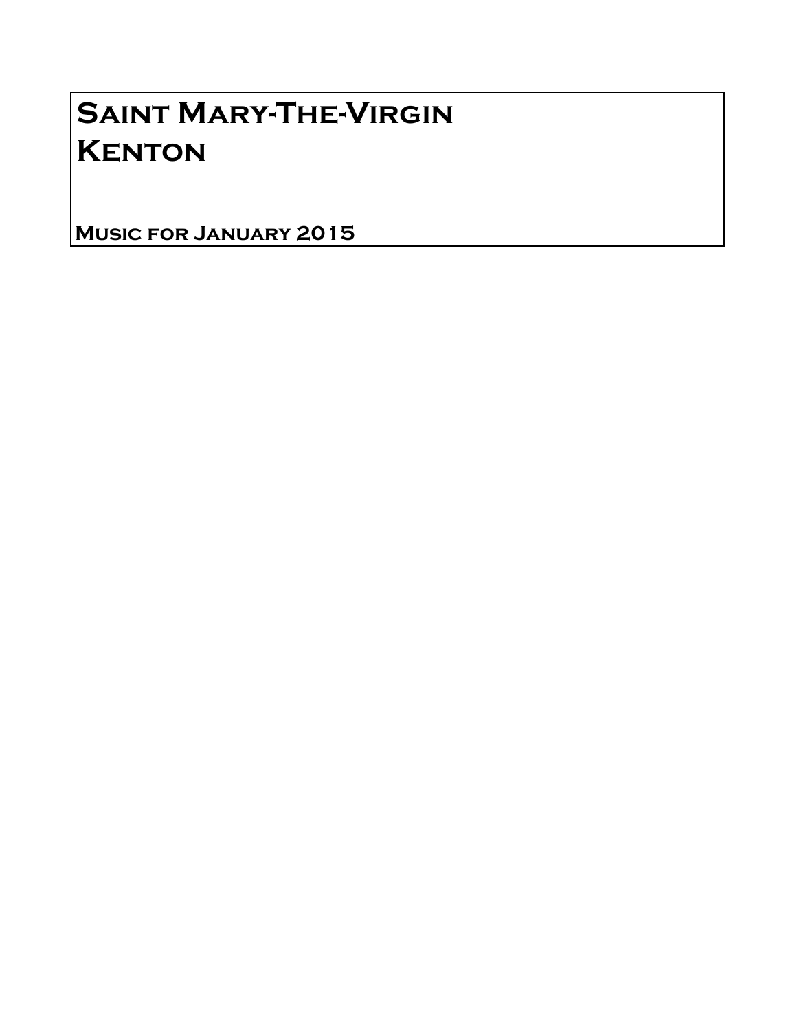# Saint Mary-The-Virgin
# Kenton

**Music for January 2015**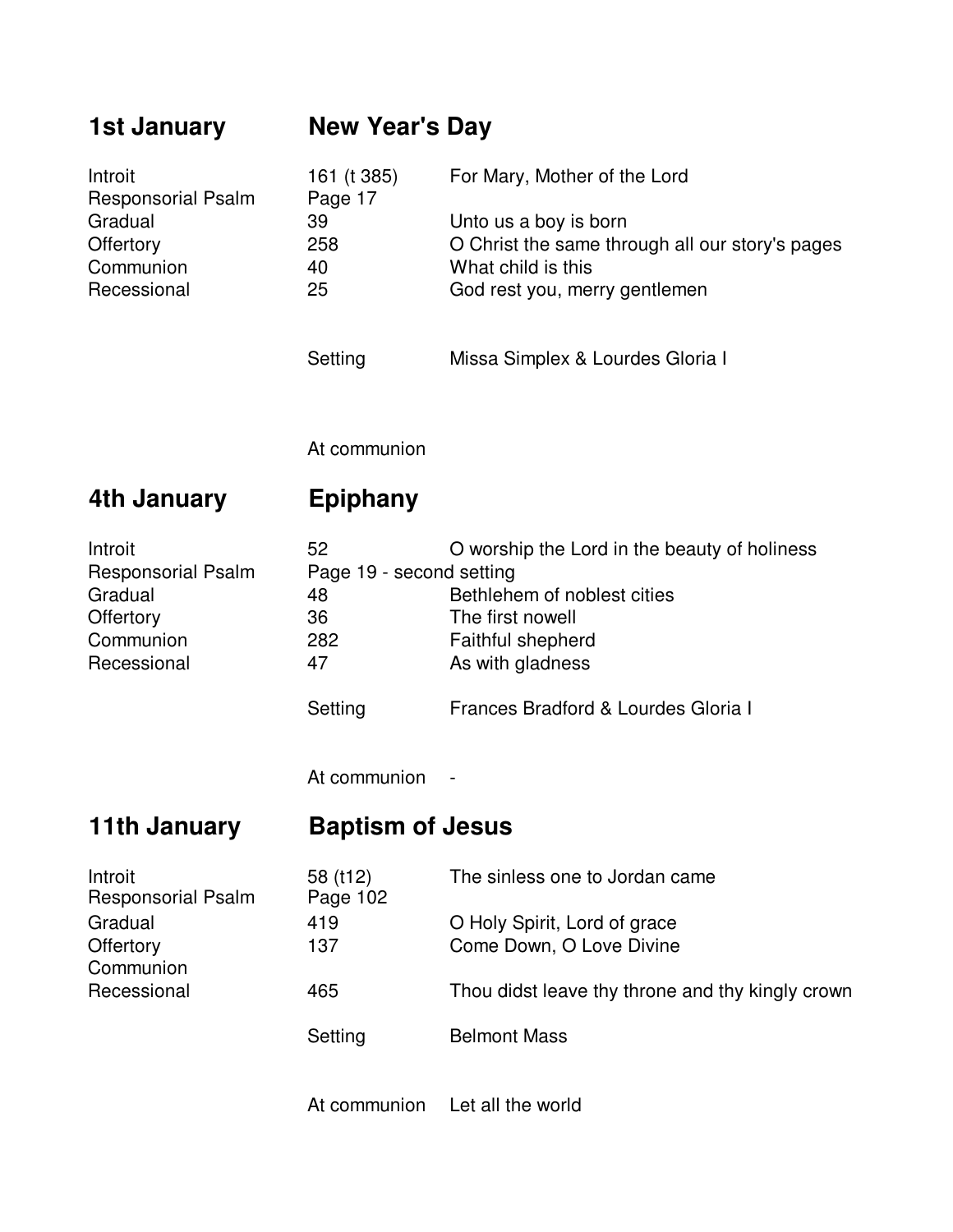## 1st January — New Year's Day

| | | |
|---|---|---|
| Introit | 161 (t 385) | For Mary, Mother of the Lord |
| Responsorial Psalm | Page 17 | |
| Gradual | 39 | Unto us a boy is born |
| Offertory | 258 | O Christ the same through all our story's pages |
| Communion | 40 | What child is this |
| Recessional | 25 | God rest you, merry gentlemen |
| | Setting | Missa Simplex & Lourdes Gloria I |
| | At communion | |

## 4th January — Epiphany

| | | |
|---|---|---|
| Introit | 52 | O worship the Lord in the beauty of holiness |
| Responsorial Psalm | Page 19 - second setting | |
| Gradual | 48 | Bethlehem of noblest cities |
| Offertory | 36 | The first nowell |
| Communion | 282 | Faithful shepherd |
| Recessional | 47 | As with gladness |
| | Setting | Frances Bradford & Lourdes Gloria I |
| | At communion | - |

## 11th January — Baptism of Jesus

| | | |
|---|---|---|
| Introit | 58 (t12) | The sinless one to Jordan came |
| Responsorial Psalm | Page 102 | |
| Gradual | 419 | O Holy Spirit, Lord of grace |
| Offertory | 137 | Come Down, O Love Divine |
| Communion | | |
| Recessional | 465 | Thou didst leave thy throne and thy kingly crown |
| | Setting | Belmont Mass |
| | At communion | Let all the world |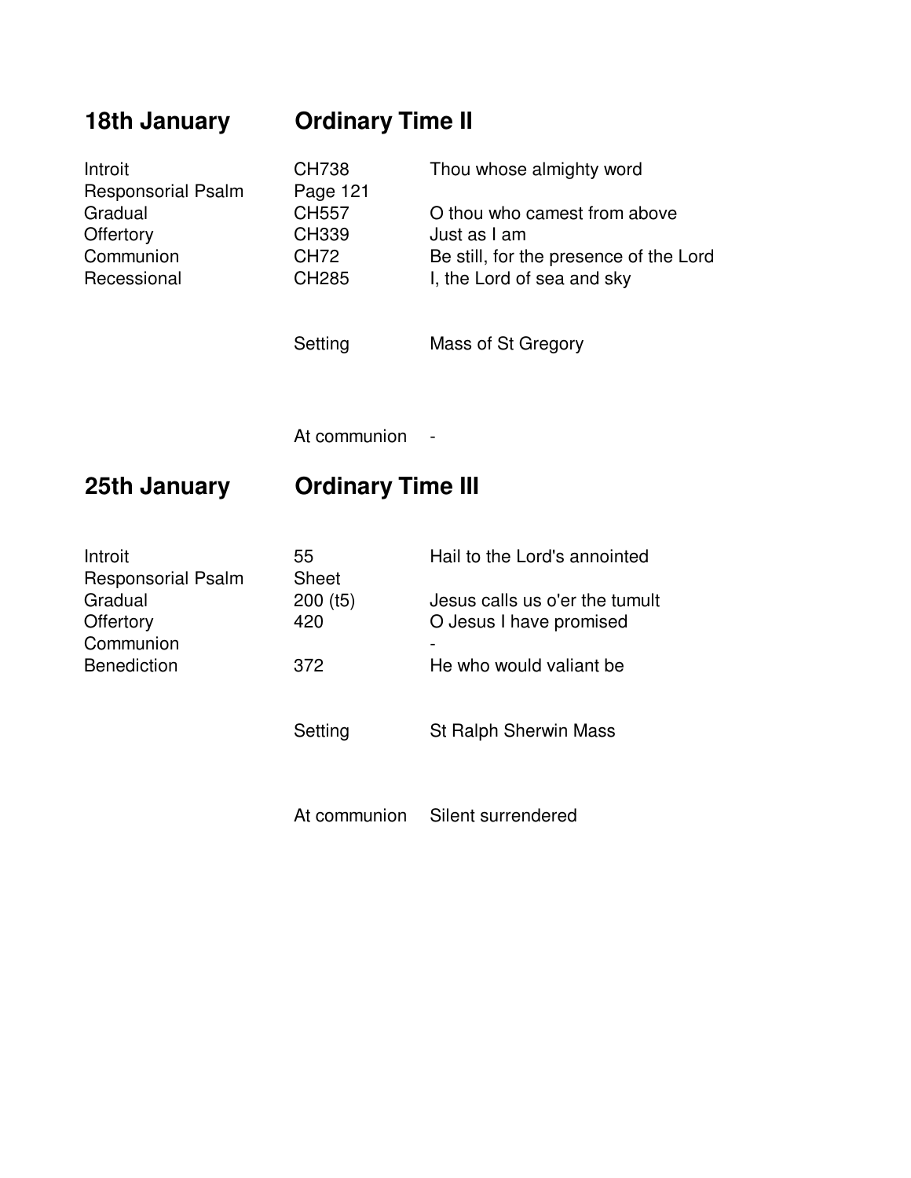## 18th January Ordinary Time II

| | | |
|---|---|---|
| Introit | CH738 | Thou whose almighty word |
| Responsorial Psalm | Page 121 | |
| Gradual | CH557 | O thou who camest from above |
| Offertory | CH339 | Just as I am |
| Communion | CH72 | Be still, for the presence of the Lord |
| Recessional | CH285 | I, the Lord of sea and sky |
| | Setting | Mass of St Gregory |
| | At communion | - |

## 25th January Ordinary Time III

| | | |
|---|---|---|
| Introit | 55 | Hail to the Lord's annointed |
| Responsorial Psalm | Sheet | |
| Gradual | 200 (t5) | Jesus calls us o'er the tumult |
| Offertory | 420 | O Jesus I have promised |
| Communion | | - |
| Benediction | 372 | He who would valiant be |
| | Setting | St Ralph Sherwin Mass |
| | At communion | Silent surrendered |